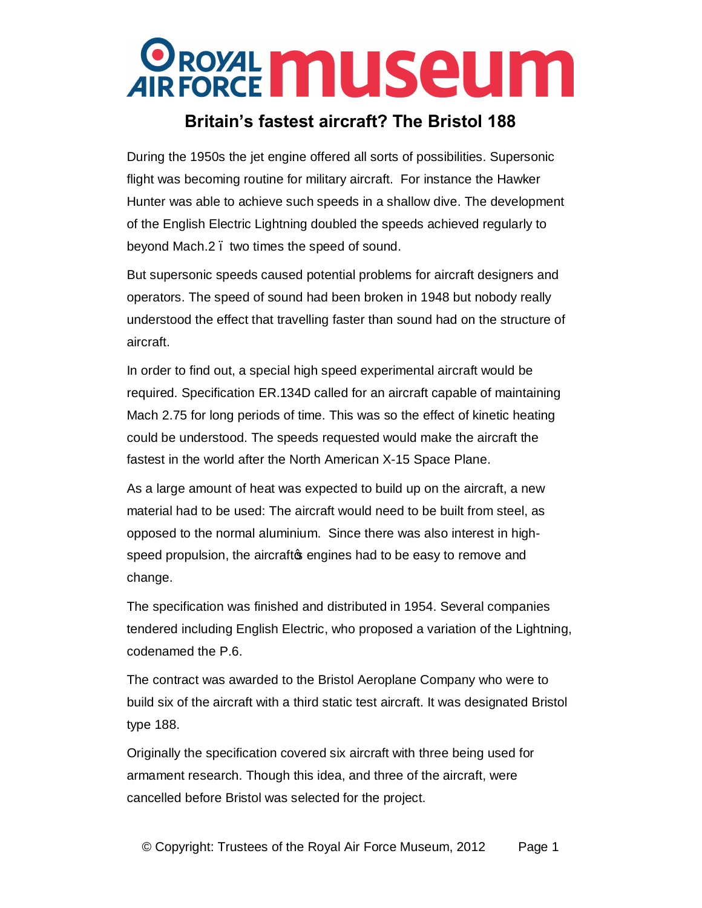# ROYAL AIR FORCE museum

## Britain's fastest aircraft? The Bristol 188

During the 1950s the jet engine offered all sorts of possibilities. Supersonic flight was becoming routine for military aircraft. For instance the Hawker Hunter was able to achieve such speeds in a shallow dive. The development of the English Electric Lightning doubled the speeds achieved regularly to beyond Mach.2 – two times the speed of sound.

But supersonic speeds caused potential problems for aircraft designers and operators. The speed of sound had been broken in 1948 but nobody really understood the effect that travelling faster than sound had on the structure of aircraft.

In order to find out, a special high speed experimental aircraft would be required. Specification ER.134D called for an aircraft capable of maintaining Mach 2.75 for long periods of time. This was so the effect of kinetic heating could be understood. The speeds requested would make the aircraft the fastest in the world after the North American X-15 Space Plane.

As a large amount of heat was expected to build up on the aircraft, a new material had to be used: The aircraft would need to be built from steel, as opposed to the normal aluminium. Since there was also interest in high-speed propulsion, the aircraft's engines had to be easy to remove and change.

The specification was finished and distributed in 1954. Several companies tendered including English Electric, who proposed a variation of the Lightning, codenamed the P.6.

The contract was awarded to the Bristol Aeroplane Company who were to build six of the aircraft with a third static test aircraft. It was designated Bristol type 188.

Originally the specification covered six aircraft with three being used for armament research. Though this idea, and three of the aircraft, were cancelled before Bristol was selected for the project.

© Copyright: Trustees of the Royal Air Force Museum, 2012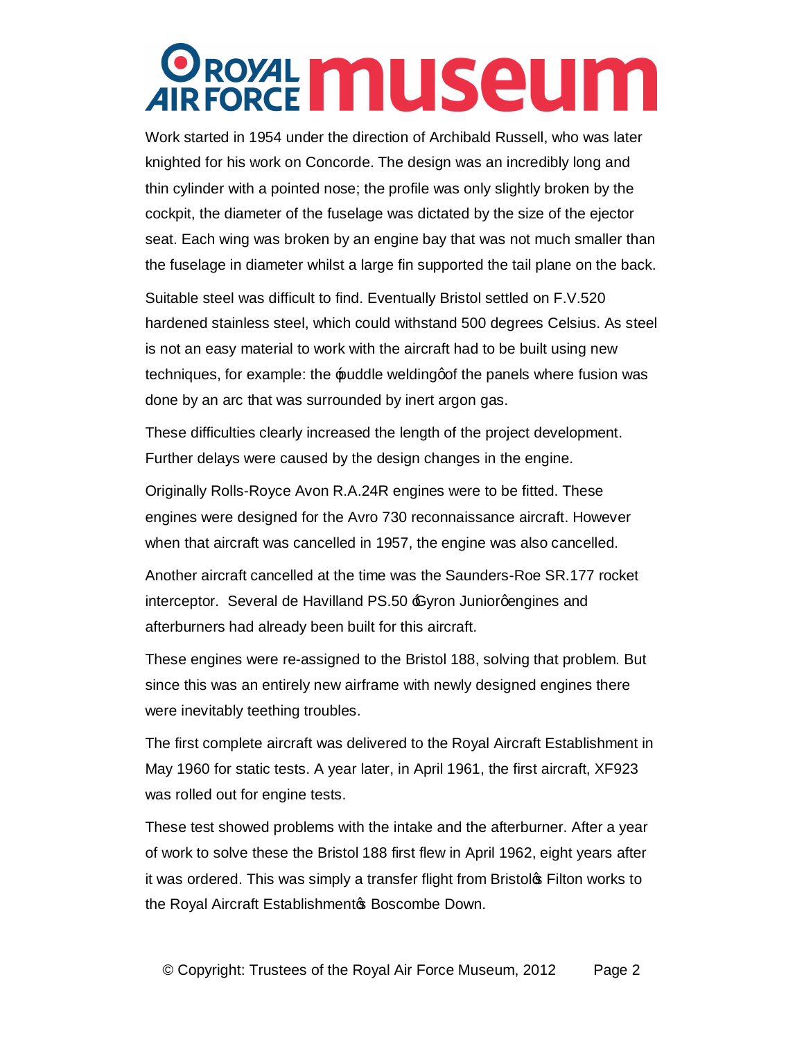Work started in 1954 under the direction of Archibald Russell, who was later knighted for his work on Concorde. The design was an incredibly long and thin cylinder with a pointed nose; the profile was only slightly broken by the cockpit, the diameter of the fuselage was dictated by the size of the ejector seat. Each wing was broken by an engine bay that was not much smaller than the fuselage in diameter whilst a large fin supported the tail plane on the back.

Suitable steel was difficult to find. Eventually Bristol settled on F.V.520 hardened stainless steel, which could withstand 500 degrees Celsius. As steel is not an easy material to work with the aircraft had to be built using new techniques, for example: the 'puddle welding' of the panels where fusion was done by an arc that was surrounded by inert argon gas.

These difficulties clearly increased the length of the project development. Further delays were caused by the design changes in the engine.

Originally Rolls-Royce Avon R.A.24R engines were to be fitted. These engines were designed for the Avro 730 reconnaissance aircraft. However when that aircraft was cancelled in 1957, the engine was also cancelled.

Another aircraft cancelled at the time was the Saunders-Roe SR.177 rocket interceptor. Several de Havilland PS.50 'Gyron Junior' engines and afterburners had already been built for this aircraft.

These engines were re-assigned to the Bristol 188, solving that problem. But since this was an entirely new airframe with newly designed engines there were inevitably teething troubles.

The first complete aircraft was delivered to the Royal Aircraft Establishment in May 1960 for static tests. A year later, in April 1961, the first aircraft, XF923 was rolled out for engine tests.

These test showed problems with the intake and the afterburner. After a year of work to solve these the Bristol 188 first flew in April 1962, eight years after it was ordered. This was simply a transfer flight from Bristol's Filton works to the Royal Aircraft Establishment's Boscombe Down.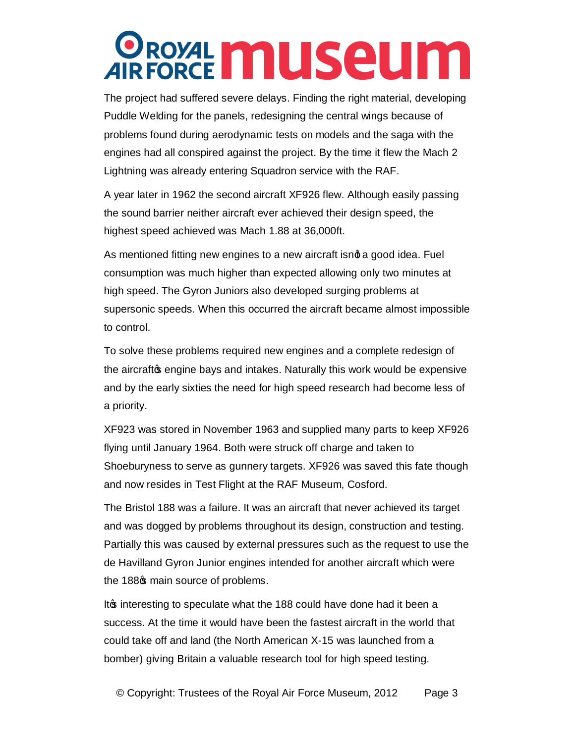The project had suffered severe delays. Finding the right material, developing Puddle Welding for the panels, redesigning the central wings because of problems found during aerodynamic tests on models and the saga with the engines had all conspired against the project. By the time it flew the Mach 2 Lightning was already entering Squadron service with the RAF.

A year later in 1962 the second aircraft XF926 flew. Although easily passing the sound barrier neither aircraft ever achieved their design speed, the highest speed achieved was Mach 1.88 at 36,000ft.

As mentioned fitting new engines to a new aircraft isn't a good idea. Fuel consumption was much higher than expected allowing only two minutes at high speed. The Gyron Juniors also developed surging problems at supersonic speeds. When this occurred the aircraft became almost impossible to control.

To solve these problems required new engines and a complete redesign of the aircraft's engine bays and intakes. Naturally this work would be expensive and by the early sixties the need for high speed research had become less of a priority.

XF923 was stored in November 1963 and supplied many parts to keep XF926 flying until January 1964. Both were struck off charge and taken to Shoeburyness to serve as gunnery targets. XF926 was saved this fate though and now resides in Test Flight at the RAF Museum, Cosford.

The Bristol 188 was a failure. It was an aircraft that never achieved its target and was dogged by problems throughout its design, construction and testing. Partially this was caused by external pressures such as the request to use the de Havilland Gyron Junior engines intended for another aircraft which were the 188's main source of problems.

It's interesting to speculate what the 188 could have done had it been a success. At the time it would have been the fastest aircraft in the world that could take off and land (the North American X-15 was launched from a bomber) giving Britain a valuable research tool for high speed testing.

© Copyright: Trustees of the Royal Air Force Museum, 2012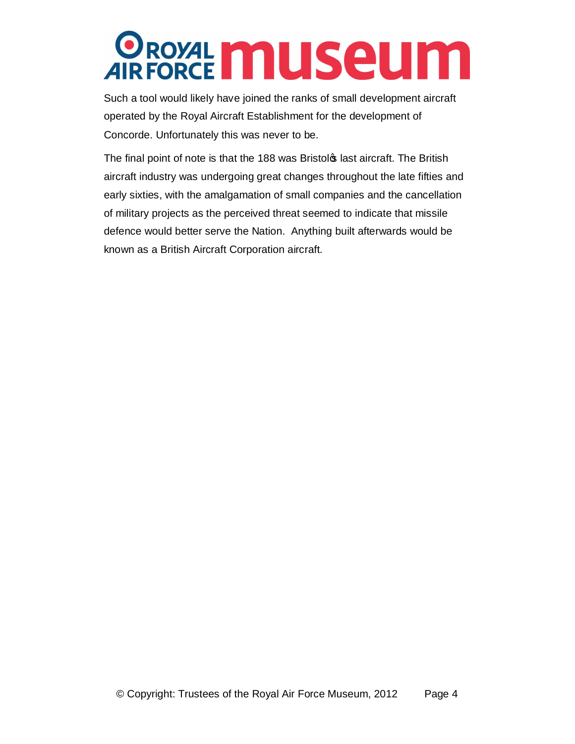Such a tool would likely have joined the ranks of small development aircraft operated by the Royal Aircraft Establishment for the development of Concorde. Unfortunately this was never to be.

The final point of note is that the 188 was Bristol's last aircraft. The British aircraft industry was undergoing great changes throughout the late fifties and early sixties, with the amalgamation of small companies and the cancellation of military projects as the perceived threat seemed to indicate that missile defence would better serve the Nation.  Anything built afterwards would be known as a British Aircraft Corporation aircraft.

© Copyright: Trustees of the Royal Air Force Museum, 2012